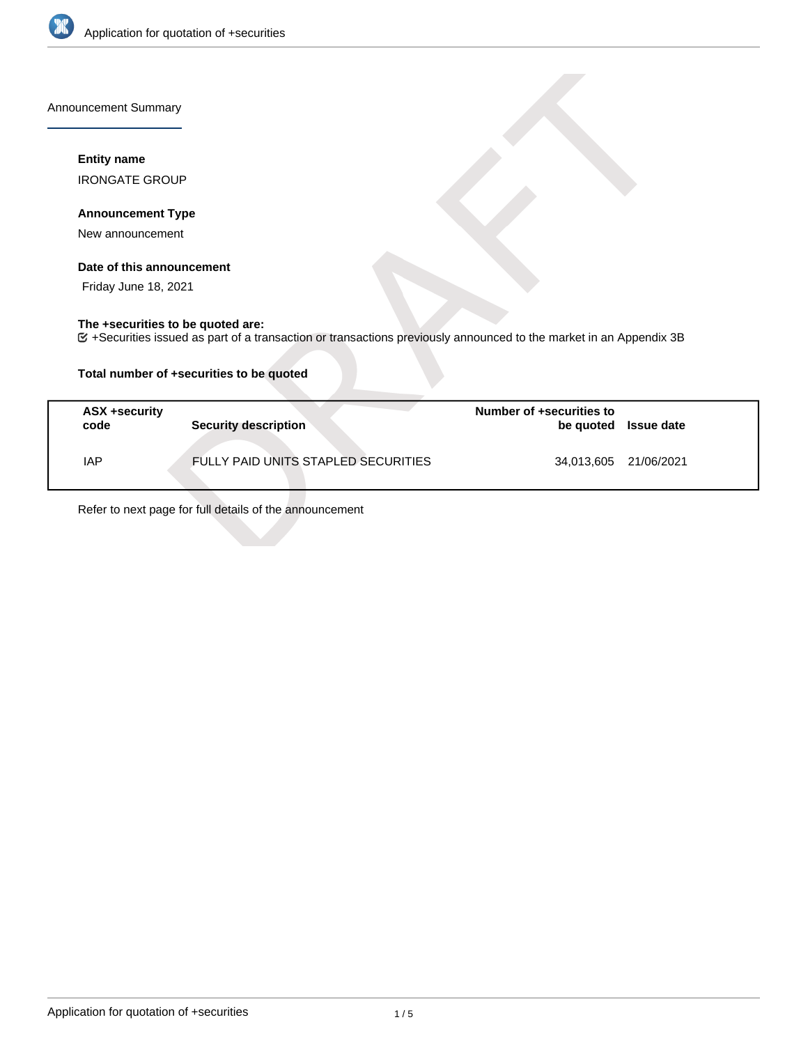Application for quotation of +securities

## Announcement Summary

**Entity name**

IRONGATE GROUP

**Announcement Type**

New announcement

**Date of this announcement**

Friday June 18, 2021

**The +securities to be quoted are:**

☑ +Securities issued as part of a transaction or transactions previously announced to the market in an Appendix 3B

**Total number of +securities to be quoted**

| ASX +security code | Security description | Number of +securities to be quoted | Issue date |
|---|---|---|---|
| IAP | FULLY PAID UNITS STAPLED SECURITIES | 34,013,605 | 21/06/2021 |

Refer to next page for full details of the announcement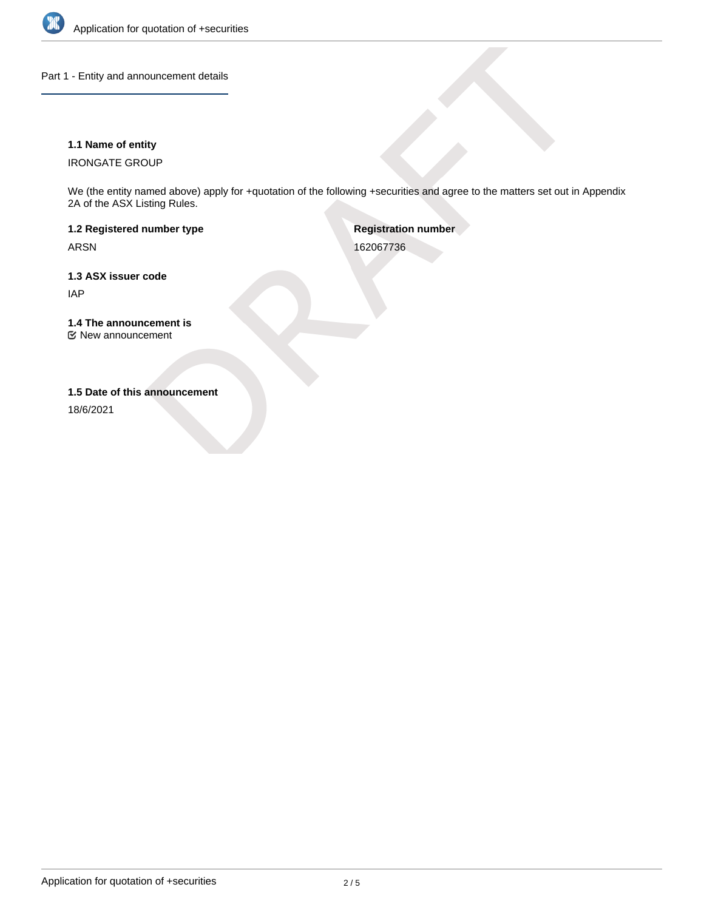## Part 1 - Entity and announcement details

**1.1 Name of entity**

IRONGATE GROUP

We (the entity named above) apply for +quotation of the following +securities and agree to the matters set out in Appendix 2A of the ASX Listing Rules.

**1.2 Registered number type**

ARSN

**Registration number**

162067736

**1.3 ASX issuer code**

IAP

**1.4 The announcement is**

☑ New announcement

**1.5 Date of this announcement**

18/6/2021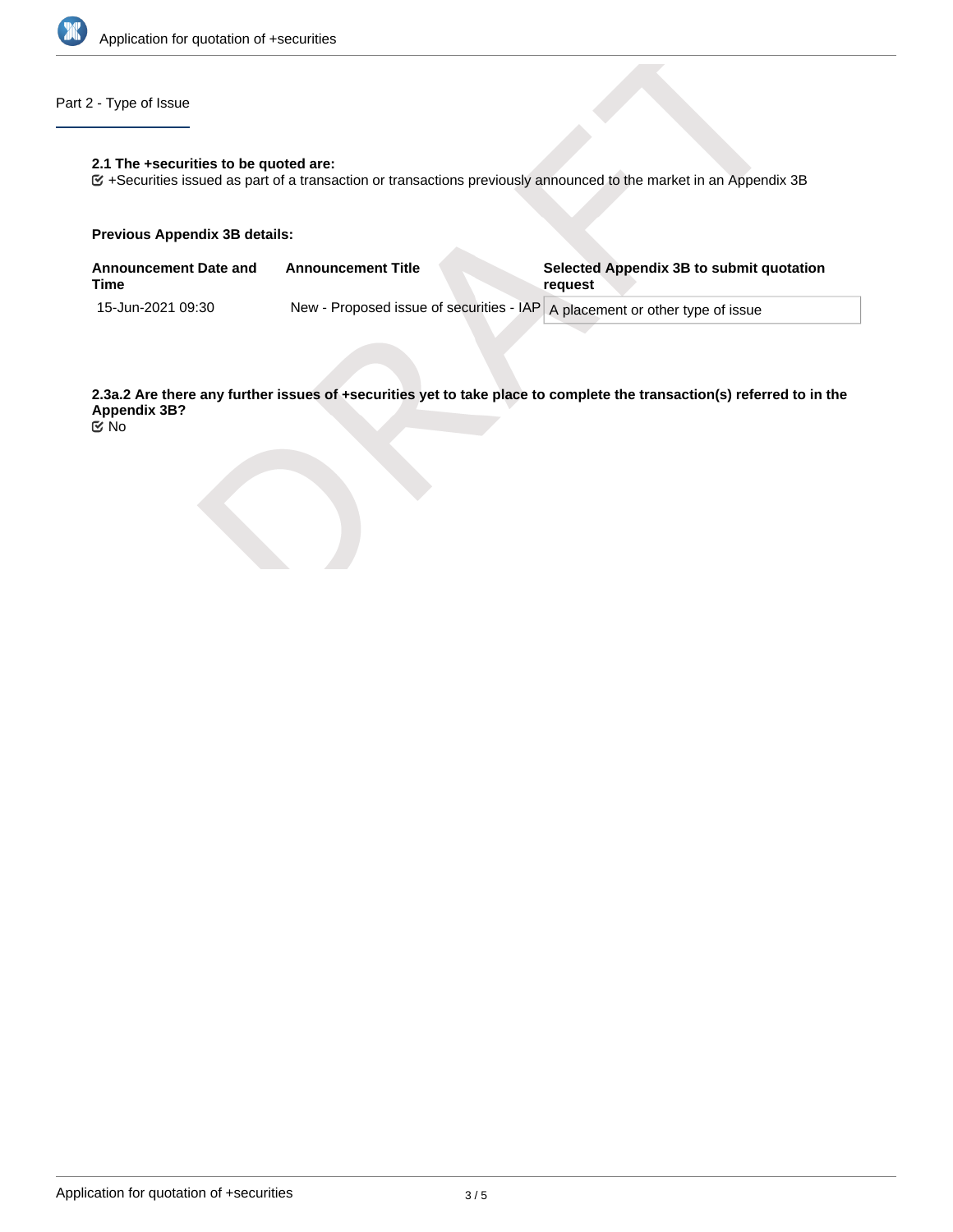## Part 2 - Type of Issue

**2.1 The +securities to be quoted are:**

☑ +Securities issued as part of a transaction or transactions previously announced to the market in an Appendix 3B

**Previous Appendix 3B details:**

| Announcement Date and Time | Announcement Title | Selected Appendix 3B to submit quotation request |
| --- | --- | --- |
| 15-Jun-2021 09:30 | New - Proposed issue of securities - IAP | A placement or other type of issue |

**2.3a.2 Are there any further issues of +securities yet to take place to complete the transaction(s) referred to in the Appendix 3B?**

☑ No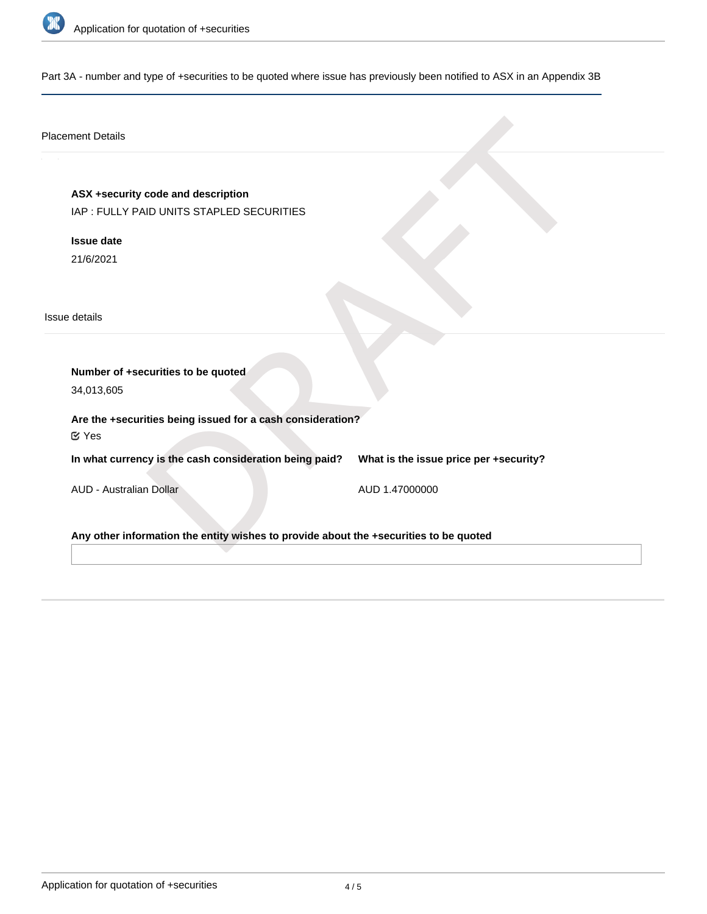## Part 3A - number and type of +securities to be quoted where issue has previously been notified to ASX in an Appendix 3B

### Placement Details

**ASX +security code and description**

IAP : FULLY PAID UNITS STAPLED SECURITIES

**Issue date**

21/6/2021

### Issue details

**Number of +securities to be quoted**

34,013,605

**Are the +securities being issued for a cash consideration?**

☑ Yes

| In what currency is the cash consideration being paid? | What is the issue price per +security? |
|---|---|
| AUD - Australian Dollar | AUD 1.47000000 |

**Any other information the entity wishes to provide about the +securities to be quoted**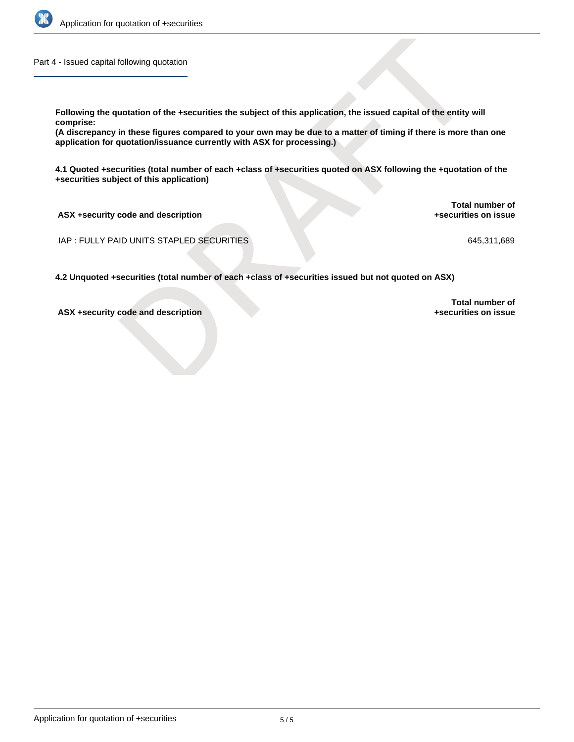## Part 4 - Issued capital following quotation

**Following the quotation of the +securities the subject of this application, the issued capital of the entity will comprise:**
**(A discrepancy in these figures compared to your own may be due to a matter of timing if there is more than one application for quotation/issuance currently with ASX for processing.)**

**4.1 Quoted +securities (total number of each +class of +securities quoted on ASX following the +quotation of the +securities subject of this application)**

| ASX +security code and description | Total number of +securities on issue |
|---|---|
| IAP : FULLY PAID UNITS STAPLED SECURITIES | 645,311,689 |

**4.2 Unquoted +securities (total number of each +class of +securities issued but not quoted on ASX)**

| ASX +security code and description | Total number of +securities on issue |
|---|---|